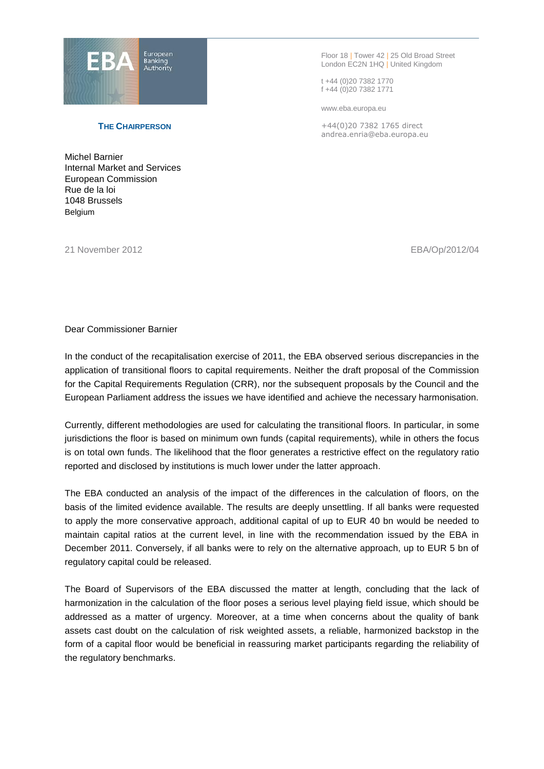European Banking Authority

**THE CHAIRPERSON**

Floor 18 | Tower 42 | 25 Old Broad Street
London EC2N 1HQ | United Kingdom

t +44 (0)20 7382 1770
f +44 (0)20 7382 1771

www.eba.europa.eu

+44(0)20 7382 1765 direct
andrea.enria@eba.europa.eu

Michel Barnier
Internal Market and Services
European Commission
Rue de la loi
1048 Brussels
Belgium

21 November 2012

EBA/Op/2012/04

Dear Commissioner Barnier

In the conduct of the recapitalisation exercise of 2011, the EBA observed serious discrepancies in the application of transitional floors to capital requirements. Neither the draft proposal of the Commission for the Capital Requirements Regulation (CRR), nor the subsequent proposals by the Council and the European Parliament address the issues we have identified and achieve the necessary harmonisation.

Currently, different methodologies are used for calculating the transitional floors. In particular, in some jurisdictions the floor is based on minimum own funds (capital requirements), while in others the focus is on total own funds. The likelihood that the floor generates a restrictive effect on the regulatory ratio reported and disclosed by institutions is much lower under the latter approach.

The EBA conducted an analysis of the impact of the differences in the calculation of floors, on the basis of the limited evidence available. The results are deeply unsettling. If all banks were requested to apply the more conservative approach, additional capital of up to EUR 40 bn would be needed to maintain capital ratios at the current level, in line with the recommendation issued by the EBA in December 2011. Conversely, if all banks were to rely on the alternative approach, up to EUR 5 bn of regulatory capital could be released.

The Board of Supervisors of the EBA discussed the matter at length, concluding that the lack of harmonization in the calculation of the floor poses a serious level playing field issue, which should be addressed as a matter of urgency. Moreover, at a time when concerns about the quality of bank assets cast doubt on the calculation of risk weighted assets, a reliable, harmonized backstop in the form of a capital floor would be beneficial in reassuring market participants regarding the reliability of the regulatory benchmarks.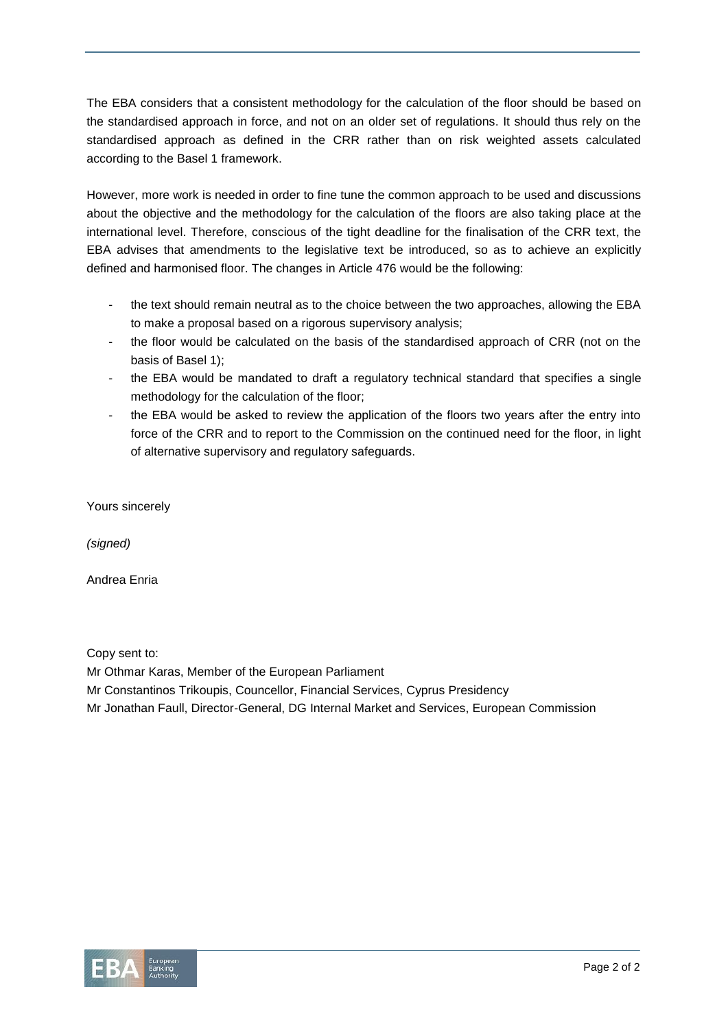The EBA considers that a consistent methodology for the calculation of the floor should be based on the standardised approach in force, and not on an older set of regulations. It should thus rely on the standardised approach as defined in the CRR rather than on risk weighted assets calculated according to the Basel 1 framework.

However, more work is needed in order to fine tune the common approach to be used and discussions about the objective and the methodology for the calculation of the floors are also taking place at the international level. Therefore, conscious of the tight deadline for the finalisation of the CRR text, the EBA advises that amendments to the legislative text be introduced, so as to achieve an explicitly defined and harmonised floor. The changes in Article 476 would be the following:

- the text should remain neutral as to the choice between the two approaches, allowing the EBA to make a proposal based on a rigorous supervisory analysis;
- the floor would be calculated on the basis of the standardised approach of CRR (not on the basis of Basel 1);
- the EBA would be mandated to draft a regulatory technical standard that specifies a single methodology for the calculation of the floor;
- the EBA would be asked to review the application of the floors two years after the entry into force of the CRR and to report to the Commission on the continued need for the floor, in light of alternative supervisory and regulatory safeguards.

Yours sincerely

*(signed)*

Andrea Enria

Copy sent to:
Mr Othmar Karas, Member of the European Parliament
Mr Constantinos Trikoupis, Councellor, Financial Services, Cyprus Presidency
Mr Jonathan Faull, Director-General, DG Internal Market and Services, European Commission